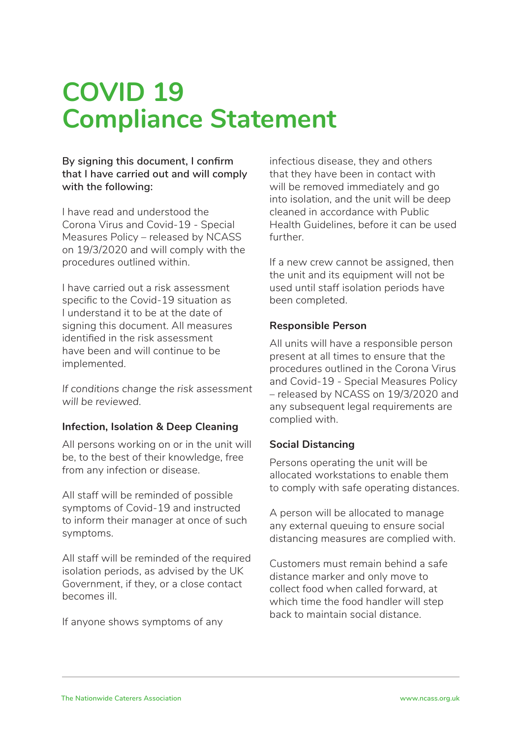# COVID 19 Compliance Statement

**By signing this document, I confirm that I have carried out and will comply with the following:**

I have read and understood the Corona Virus and Covid-19 - Special Measures Policy – released by NCASS on 19/3/2020 and will comply with the procedures outlined within.

I have carried out a risk assessment specific to the Covid-19 situation as I understand it to be at the date of signing this document. All measures identified in the risk assessment have been and will continue to be implemented.

*If conditions change the risk assessment will be reviewed.*

### Infection, Isolation & Deep Cleaning

All persons working on or in the unit will be, to the best of their knowledge, free from any infection or disease.

All staff will be reminded of possible symptoms of Covid-19 and instructed to inform their manager at once of such symptoms.

All staff will be reminded of the required isolation periods, as advised by the UK Government, if they, or a close contact becomes ill.

If anyone shows symptoms of any infectious disease, they and others that they have been in contact with will be removed immediately and go into isolation, and the unit will be deep cleaned in accordance with Public Health Guidelines, before it can be used further.

If a new crew cannot be assigned, then the unit and its equipment will not be used until staff isolation periods have been completed.

### Responsible Person

All units will have a responsible person present at all times to ensure that the procedures outlined in the Corona Virus and Covid-19 - Special Measures Policy – released by NCASS on 19/3/2020 and any subsequent legal requirements are complied with.

### Social Distancing

Persons operating the unit will be allocated workstations to enable them to comply with safe operating distances.

A person will be allocated to manage any external queuing to ensure social distancing measures are complied with.

Customers must remain behind a safe distance marker and only move to collect food when called forward, at which time the food handler will step back to maintain social distance.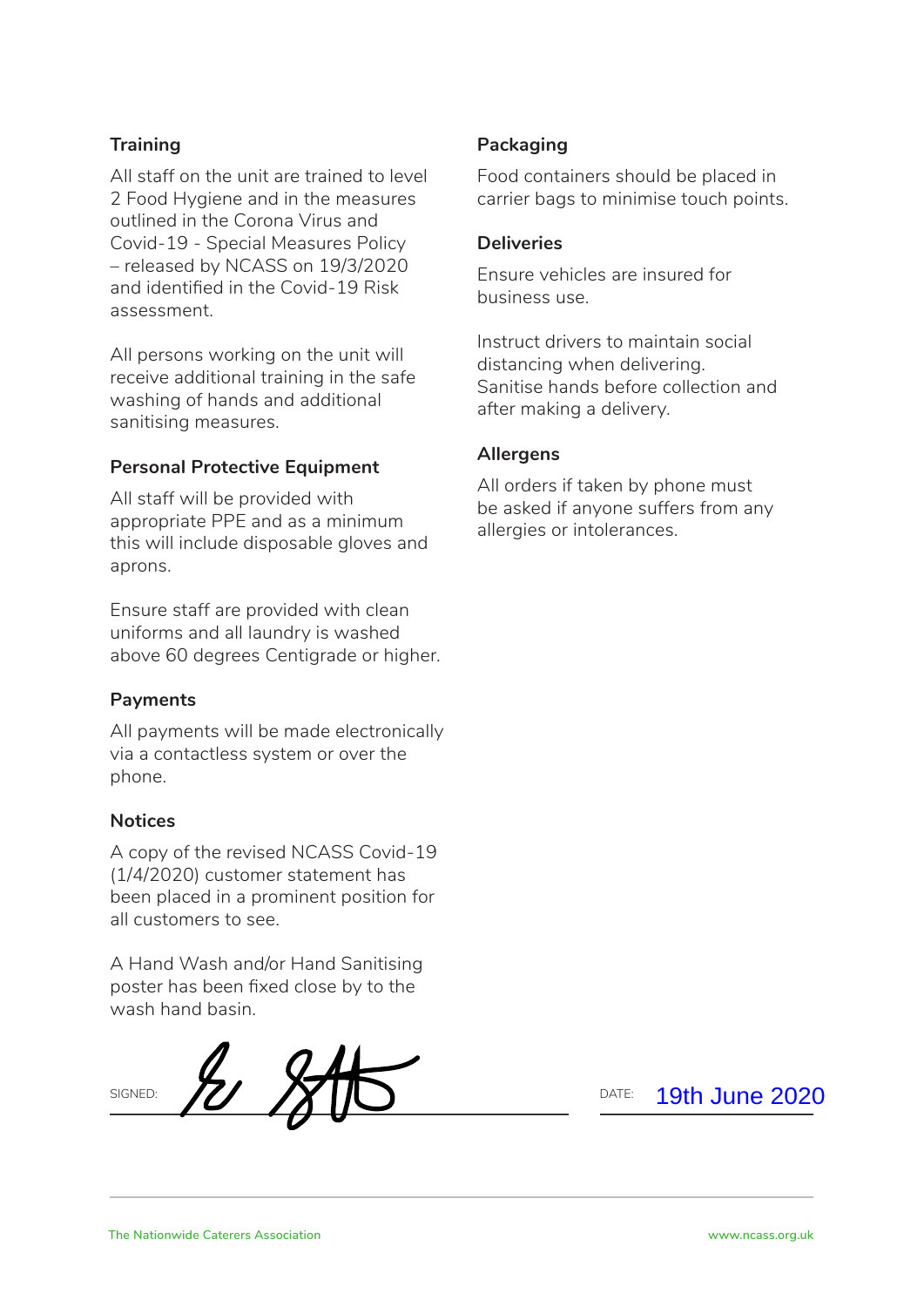### Training

All staff on the unit are trained to level 2 Food Hygiene and in the measures outlined in the Corona Virus and Covid-19 - Special Measures Policy – released by NCASS on 19/3/2020 and identified in the Covid-19 Risk assessment.

All persons working on the unit will receive additional training in the safe washing of hands and additional sanitising measures.

### Personal Protective Equipment

All staff will be provided with appropriate PPE and as a minimum this will include disposable gloves and aprons.

Ensure staff are provided with clean uniforms and all laundry is washed above 60 degrees Centigrade or higher.

### Payments

All payments will be made electronically via a contactless system or over the phone.

### Notices

A copy of the revised NCASS Covid-19 (1/4/2020) customer statement has been placed in a prominent position for all customers to see.

A Hand Wash and/or Hand Sanitising poster has been fixed close by to the wash hand basin.

### Packaging

Food containers should be placed in carrier bags to minimise touch points.

### Deliveries

Ensure vehicles are insured for business use.

Instruct drivers to maintain social distancing when delivering. Sanitise hands before collection and after making a delivery.

### Allergens

All orders if taken by phone must be asked if anyone suffers from any allergies or intolerances.

SIGNED: [signature]

DATE: 19th June 2020